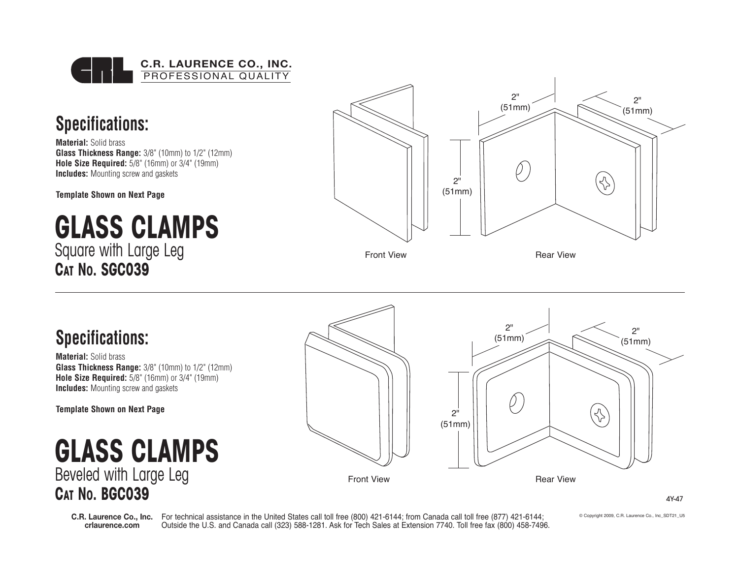**C.R. LAURENCE CO., INC.**
PROFESSIONAL QUALITY

## Specifications:

**Material:** Solid brass
**Glass Thickness Range:** 3/8" (10mm) to 1/2" (12mm)
**Hole Size Required:** 5/8" (16mm) or 3/4" (19mm)
**Includes:** Mounting screw and gaskets

**Template Shown on Next Page**

# GLASS CLAMPS

Square with Large Leg

**CAT NO. SGC039**

2" (51mm) 2" (51mm) 2" (51mm)

Front View Rear View

## Specifications:

**Material:** Solid brass
**Glass Thickness Range:** 3/8" (10mm) to 1/2" (12mm)
**Hole Size Required:** 5/8" (16mm) or 3/4" (19mm)
**Includes:** Mounting screw and gaskets

**Template Shown on Next Page**

# GLASS CLAMPS

Beveled with Large Leg

**CAT NO. BGC039**

2" (51mm) 2" (51mm) 2" (51mm)

Front View Rear View

4Y-47

**C.R. Laurence Co., Inc.**
**crlaurence.com**

For technical assistance in the United States call toll free (800) 421-6144; from Canada call toll free (877) 421-6144; Outside the U.S. and Canada call (323) 588-1281. Ask for Tech Sales at Extension 7740. Toll free fax (800) 458-7496.

© Copyright 2009, C.R. Laurence Co., Inc_SDT21_U5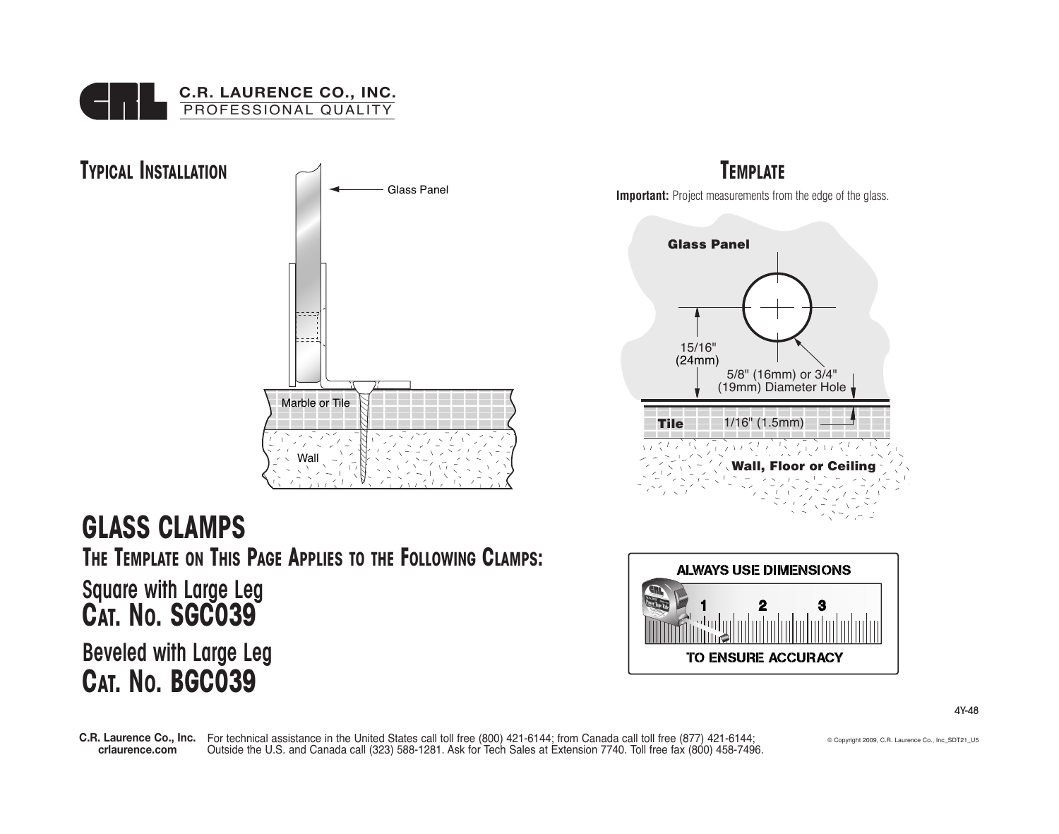C.R. LAURENCE CO., INC.
PROFESSIONAL QUALITY

## TYPICAL INSTALLATION

Glass Panel

Marble or Tile

Wall

## TEMPLATE

**Important:** Project measurements from the edge of the glass.

Glass Panel

15/16"
(24mm)

5/8" (16mm) or 3/4"
(19mm) Diameter Hole

Tile

1/16" (1.5mm)

Wall, Floor or Ceiling

ALWAYS USE DIMENSIONS
TO ENSURE ACCURACY

# GLASS CLAMPS

## THE TEMPLATE ON THIS PAGE APPLIES TO THE FOLLOWING CLAMPS:

Square with Large Leg
**CAT. NO. SGC039**

Beveled with Large Leg
**CAT. NO. BGC039**

4Y-48

**C.R. Laurence Co., Inc.**
**crlaurence.com**

For technical assistance in the United States call toll free (800) 421-6144; from Canada call toll free (877) 421-6144; Outside the U.S. and Canada call (323) 588-1281. Ask for Tech Sales at Extension 7740. Toll free fax (800) 458-7496.

© Copyright 2009, C.R. Laurence Co., Inc_SDT21_U5